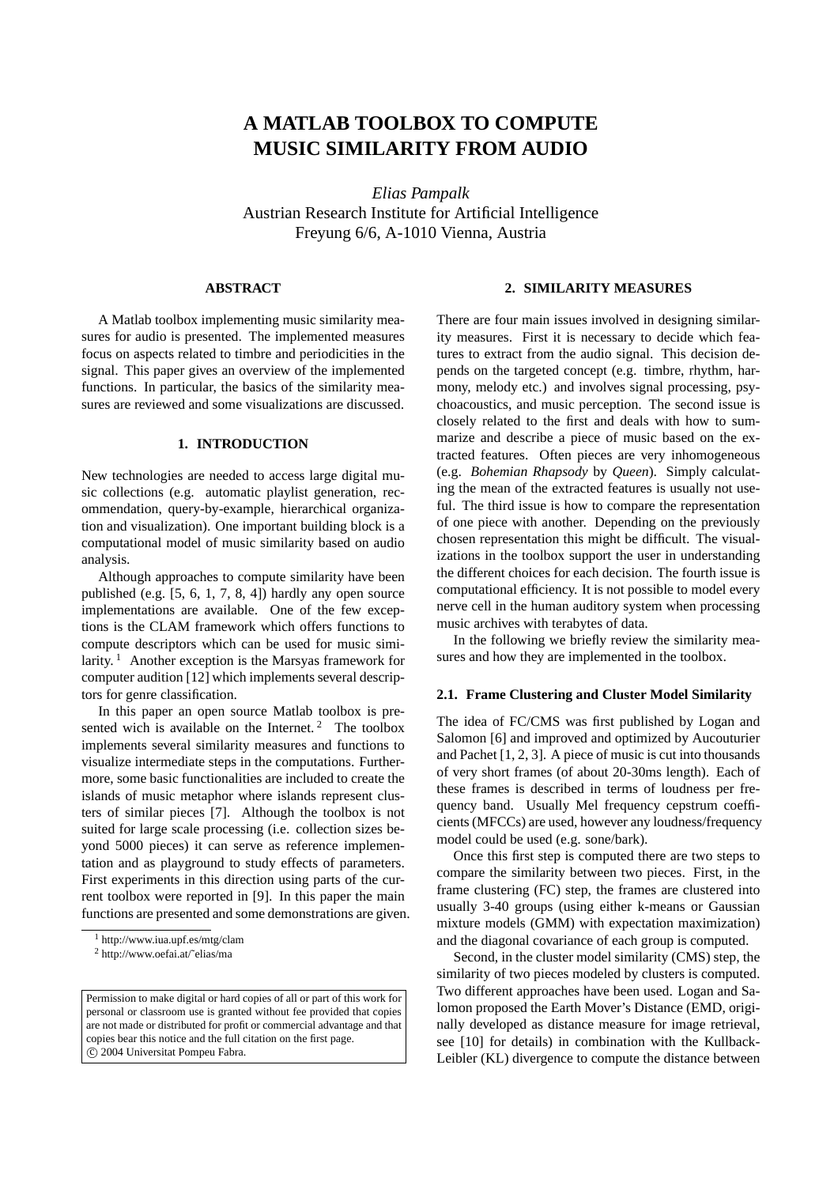# A MATLAB TOOLBOX TO COMPUTE MUSIC SIMILARITY FROM AUDIO

*Elias Pampalk*
Austrian Research Institute for Artificial Intelligence
Freyung 6/6, A-1010 Vienna, Austria

## ABSTRACT

A Matlab toolbox implementing music similarity measures for audio is presented. The implemented measures focus on aspects related to timbre and periodicities in the signal. This paper gives an overview of the implemented functions. In particular, the basics of the similarity measures are reviewed and some visualizations are discussed.

## 1. INTRODUCTION

New technologies are needed to access large digital music collections (e.g. automatic playlist generation, recommendation, query-by-example, hierarchical organization and visualization). One important building block is a computational model of music similarity based on audio analysis.

Although approaches to compute similarity have been published (e.g. [5, 6, 1, 7, 8, 4]) hardly any open source implementations are available. One of the few exceptions is the CLAM framework which offers functions to compute descriptors which can be used for music similarity. [1] Another exception is the Marsyas framework for computer audition [12] which implements several descriptors for genre classification.

In this paper an open source Matlab toolbox is presented wich is available on the Internet. [2] The toolbox implements several similarity measures and functions to visualize intermediate steps in the computations. Furthermore, some basic functionalities are included to create the islands of music metaphor where islands represent clusters of similar pieces [7]. Although the toolbox is not suited for large scale processing (i.e. collection sizes beyond 5000 pieces) it can serve as reference implementation and as playground to study effects of parameters. First experiments in this direction using parts of the current toolbox were reported in [9]. In this paper the main functions are presented and some demonstrations are given.

[1] http://www.iua.upf.es/mtg/clam

[2] http://www.oefai.at/~elias/ma

Permission to make digital or hard copies of all or part of this work for personal or classroom use is granted without fee provided that copies are not made or distributed for profit or commercial advantage and that copies bear this notice and the full citation on the first page.
© 2004 Universitat Pompeu Fabra.

## 2. SIMILARITY MEASURES

There are four main issues involved in designing similarity measures. First it is necessary to decide which features to extract from the audio signal. This decision depends on the targeted concept (e.g. timbre, rhythm, harmony, melody etc.) and involves signal processing, psychoacoustics, and music perception. The second issue is closely related to the first and deals with how to summarize and describe a piece of music based on the extracted features. Often pieces are very inhomogeneous (e.g. *Bohemian Rhapsody* by *Queen*). Simply calculating the mean of the extracted features is usually not useful. The third issue is how to compare the representation of one piece with another. Depending on the previously chosen representation this might be difficult. The visualizations in the toolbox support the user in understanding the different choices for each decision. The fourth issue is computational efficiency. It is not possible to model every nerve cell in the human auditory system when processing music archives with terabytes of data.

In the following we briefly review the similarity measures and how they are implemented in the toolbox.

### 2.1. Frame Clustering and Cluster Model Similarity

The idea of FC/CMS was first published by Logan and Salomon [6] and improved and optimized by Aucouturier and Pachet [1, 2, 3]. A piece of music is cut into thousands of very short frames (of about 20-30ms length). Each of these frames is described in terms of loudness per frequency band. Usually Mel frequency cepstrum coefficients (MFCCs) are used, however any loudness/frequency model could be used (e.g. sone/bark).

Once this first step is computed there are two steps to compare the similarity between two pieces. First, in the frame clustering (FC) step, the frames are clustered into usually 3-40 groups (using either k-means or Gaussian mixture models (GMM) with expectation maximization) and the diagonal covariance of each group is computed.

Second, in the cluster model similarity (CMS) step, the similarity of two pieces modeled by clusters is computed. Two different approaches have been used. Logan and Salomon proposed the Earth Mover's Distance (EMD, originally developed as distance measure for image retrieval, see [10] for details) in combination with the Kullback-Leibler (KL) divergence to compute the distance between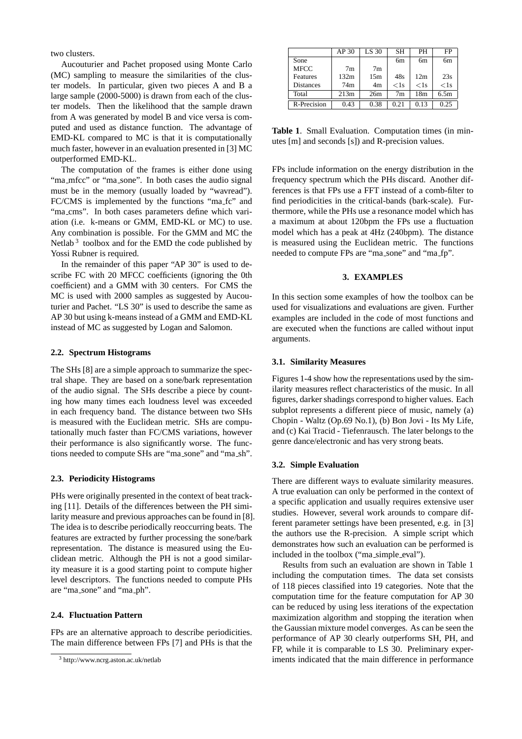two clusters.

Aucouturier and Pachet proposed using Monte Carlo (MC) sampling to measure the similarities of the cluster models. In particular, given two pieces A and B a large sample (2000-5000) is drawn from each of the cluster models. Then the likelihood that the sample drawn from A was generated by model B and vice versa is computed and used as distance function. The advantage of EMD-KL compared to MC is that it is computationally much faster, however in an evaluation presented in [3] MC outperformed EMD-KL.

The computation of the frames is either done using "ma_mfcc" or "ma_sone". In both cases the audio signal must be in the memory (usually loaded by "wavread"). FC/CMS is implemented by the functions "ma_fc" and "ma_cms". In both cases parameters define which variation (i.e. k-means or GMM, EMD-KL or MC) to use. Any combination is possible. For the GMM and MC the Netlab [3] toolbox and for the EMD the code published by Yossi Rubner is required.

In the remainder of this paper "AP 30" is used to describe FC with 20 MFCC coefficients (ignoring the 0th coefficient) and a GMM with 30 centers. For CMS the MC is used with 2000 samples as suggested by Aucouturier and Pachet. "LS 30" is used to describe the same as AP 30 but using k-means instead of a GMM and EMD-KL instead of MC as suggested by Logan and Salomon.

### 2.2. Spectrum Histograms

The SHs [8] are a simple approach to summarize the spectral shape. They are based on a sone/bark representation of the audio signal. The SHs describe a piece by counting how many times each loudness level was exceeded in each frequency band. The distance between two SHs is measured with the Euclidean metric. SHs are computationally much faster than FC/CMS variations, however their performance is also significantly worse. The functions needed to compute SHs are "ma_sone" and "ma_sh".

### 2.3. Periodicity Histograms

PHs were originally presented in the context of beat tracking [11]. Details of the differences between the PH similarity measure and previous approaches can be found in [8]. The idea is to describe periodically reoccurring beats. The features are extracted by further processing the sone/bark representation. The distance is measured using the Euclidean metric. Although the PH is not a good similarity measure it is a good starting point to compute higher level descriptors. The functions needed to compute PHs are "ma_sone" and "ma_ph".

### 2.4. Fluctuation Pattern

FPs are an alternative approach to describe periodicities. The main difference between FPs [7] and PHs is that the FPs include information on the energy distribution in the frequency spectrum which the PHs discard. Another differences is that FPs use a FFT instead of a comb-filter to find periodicities in the critical-bands (bark-scale). Furthermore, while the PHs use a resonance model which has a maximum at about 120bpm the FPs use a fluctuation model which has a peak at 4Hz (240bpm). The distance is measured using the Euclidean metric. The functions needed to compute FPs are "ma_sone" and "ma_fp".

[3] http://www.ncrg.aston.ac.uk/netlab

| | AP 30 | LS 30 | SH | PH | FP |
|---|---|---|---|---|---|
| Sone | | | 6m | 6m | 6m |
| MFCC | 7m | 7m | | | |
| Features | 132m | 15m | 48s | 12m | 23s |
| Distances | 74m | 4m | <1s | <1s | <1s |
| Total | 213m | 26m | 7m | 18m | 6.5m |
| R-Precision | 0.43 | 0.38 | 0.21 | 0.13 | 0.25 |

**Table 1**. Small Evaluation. Computation times (in minutes [m] and seconds [s]) and R-precision values.

## 3. EXAMPLES

In this section some examples of how the toolbox can be used for visualizations and evaluations are given. Further examples are included in the code of most functions and are executed when the functions are called without input arguments.

### 3.1. Similarity Measures

Figures 1-4 show how the representations used by the similarity measures reflect characteristics of the music. In all figures, darker shadings correspond to higher values. Each subplot represents a different piece of music, namely (a) Chopin - Waltz (Op.69 No.1), (b) Bon Jovi - Its My Life, and (c) Kai Tracid - Tiefenrausch. The later belongs to the genre dance/electronic and has very strong beats.

### 3.2. Simple Evaluation

There are different ways to evaluate similarity measures. A true evaluation can only be performed in the context of a specific application and usually requires extensive user studies. However, several work arounds to compare different parameter settings have been presented, e.g. in [3] the authors use the R-precision. A simple script which demonstrates how such an evaluation can be performed is included in the toolbox ("ma_simple_eval").

Results from such an evaluation are shown in Table 1 including the computation times. The data set consists of 118 pieces classified into 19 categories. Note that the computation time for the feature computation for AP 30 can be reduced by using less iterations of the expectation maximization algorithm and stopping the iteration when the Gaussian mixture model converges. As can be seen the performance of AP 30 clearly outperforms SH, PH, and FP, while it is comparable to LS 30. Preliminary experiments indicated that the main difference in performance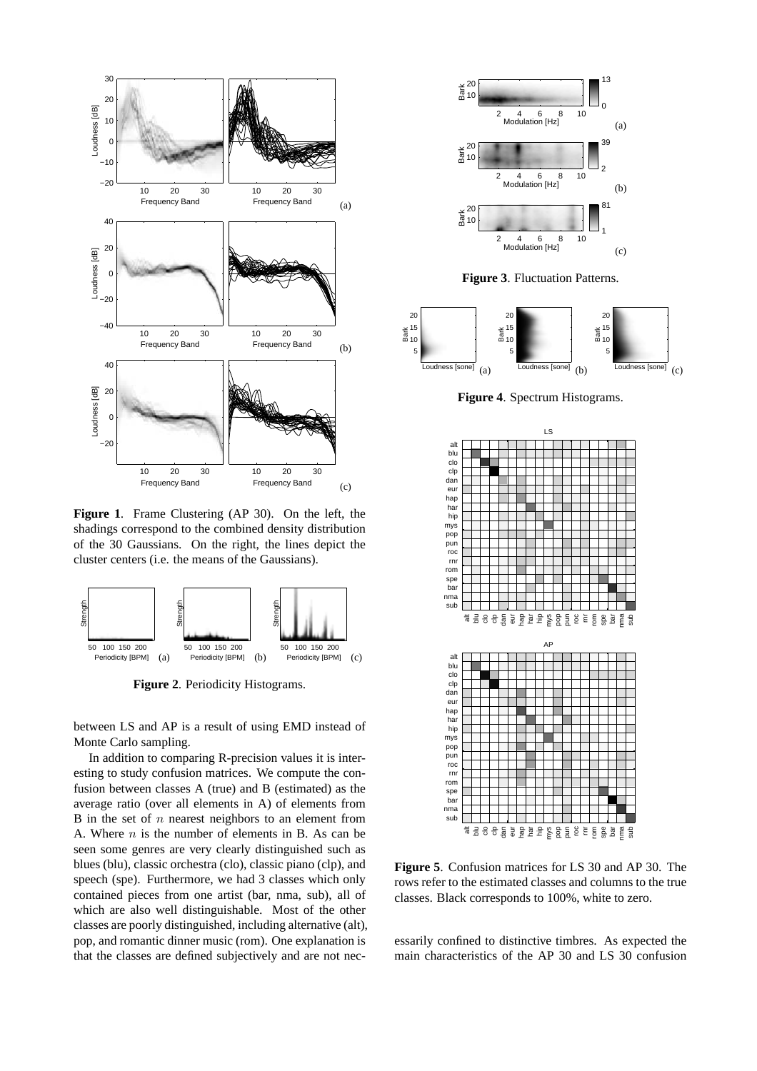**Figure 1**. Frame Clustering (AP 30). On the left, the shadings correspond to the combined density distribution of the 30 Gaussians. On the right, the lines depict the cluster centers (i.e. the means of the Gaussians).

**Figure 2**. Periodicity Histograms.

between LS and AP is a result of using EMD instead of Monte Carlo sampling.

In addition to comparing R-precision values it is interesting to study confusion matrices. We compute the confusion between classes A (true) and B (estimated) as the average ratio (over all elements in A) of elements from B in the set of $n$ nearest neighbors to an element from A. Where $n$ is the number of elements in B. As can be seen some genres are very clearly distinguished such as blues (blu), classic orchestra (clo), classic piano (clp), and speech (spe). Furthermore, we had 3 classes which only contained pieces from one artist (bar, nma, sub), all of which are also well distinguishable. Most of the other classes are poorly distinguished, including alternative (alt), pop, and romantic dinner music (rom). One explanation is that the classes are defined subjectively and are not necessarily confined to distinctive timbres. As expected the main characteristics of the AP 30 and LS 30 confusion

**Figure 3**. Fluctuation Patterns.

**Figure 4**. Spectrum Histograms.

**Figure 5**. Confusion matrices for LS 30 and AP 30. The rows refer to the estimated classes and columns to the true classes. Black corresponds to 100%, white to zero.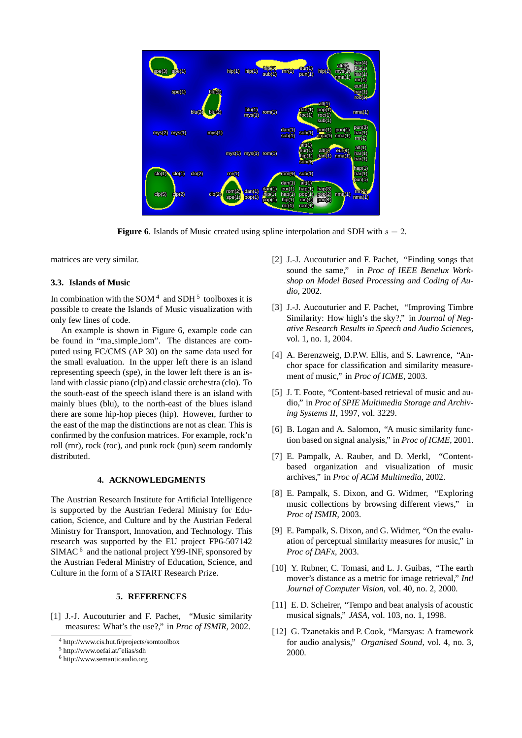**Figure 6**. Islands of Music created using spline interpolation and SDH with $s = 2$.

matrices are very similar.

### 3.3. Islands of Music

In combination with the SOM[4] and SDH[5] toolboxes it is possible to create the Islands of Music visualization with only few lines of code.

An example is shown in Figure 6, example code can be found in "ma_simple_iom". The distances are computed using FC/CMS (AP 30) on the same data used for the small evaluation. In the upper left there is an island representing speech (spe), in the lower left there is an island with classic piano (clp) and classic orchestra (clo). To the south-east of the speech island there is an island with mainly blues (blu), to the north-east of the blues island there are some hip-hop pieces (hip). However, further to the east of the map the distinctions are not as clear. This is confirmed by the confusion matrices. For example, rock'n roll (rnr), rock (roc), and punk rock (pun) seem randomly distributed.

## 4. ACKNOWLEDGMENTS

The Austrian Research Institute for Artificial Intelligence is supported by the Austrian Federal Ministry for Education, Science, and Culture and by the Austrian Federal Ministry for Transport, Innovation, and Technology. This research was supported by the EU project FP6-507142 SIMAC[6] and the national project Y99-INF, sponsored by the Austrian Federal Ministry of Education, Science, and Culture in the form of a START Research Prize.

## 5. REFERENCES

[1] J.-J. Aucouturier and F. Pachet, "Music similarity measures: What's the use?," in *Proc of ISMIR*, 2002.

[2] J.-J. Aucouturier and F. Pachet, "Finding songs that sound the same," in *Proc of IEEE Benelux Workshop on Model Based Processing and Coding of Audio*, 2002.

[3] J.-J. Aucouturier and F. Pachet, "Improving Timbre Similarity: How high's the sky?," in *Journal of Negative Research Results in Speech and Audio Sciences*, vol. 1, no. 1, 2004.

[4] A. Berenzweig, D.P.W. Ellis, and S. Lawrence, "Anchor space for classification and similarity measurement of music," in *Proc of ICME*, 2003.

[5] J. T. Foote, "Content-based retrieval of music and audio," in *Proc of SPIE Multimedia Storage and Archiving Systems II*, 1997, vol. 3229.

[6] B. Logan and A. Salomon, "A music similarity function based on signal analysis," in *Proc of ICME*, 2001.

[7] E. Pampalk, A. Rauber, and D. Merkl, "Content-based organization and visualization of music archives," in *Proc of ACM Multimedia*, 2002.

[8] E. Pampalk, S. Dixon, and G. Widmer, "Exploring music collections by browsing different views," in *Proc of ISMIR*, 2003.

[9] E. Pampalk, S. Dixon, and G. Widmer, "On the evaluation of perceptual similarity measures for music," in *Proc of DAFx*, 2003.

[10] Y. Rubner, C. Tomasi, and L. J. Guibas, "The earth mover's distance as a metric for image retrieval," *Intl Journal of Computer Vision*, vol. 40, no. 2, 2000.

[11] E. D. Scheirer, "Tempo and beat analysis of acoustic musical signals," *JASA*, vol. 103, no. 1, 1998.

[12] G. Tzanetakis and P. Cook, "Marsyas: A framework for audio analysis," *Organised Sound*, vol. 4, no. 3, 2000.

[4] http://www.cis.hut.fi/projects/somtoolbox
[5] http://www.oefai.at/˜elias/sdh
[6] http://www.semanticaudio.org